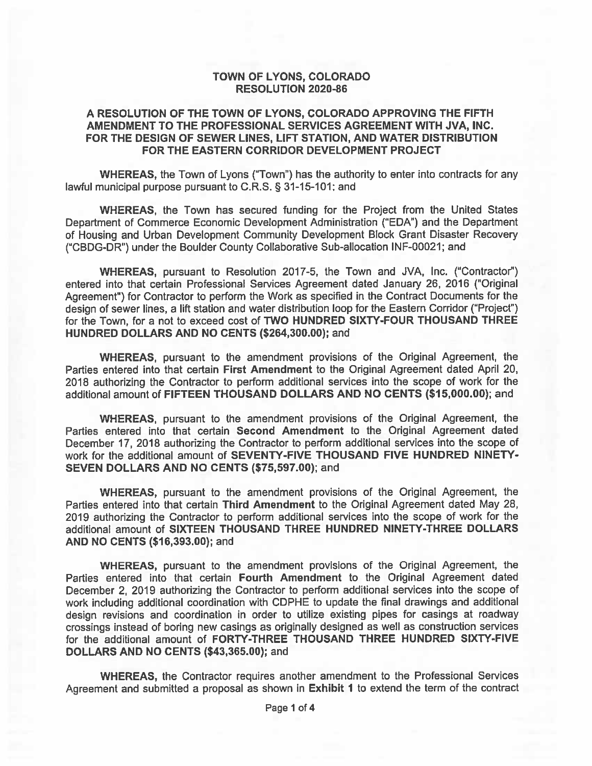**TOWN OF LYONS, COLORADO**
**RESOLUTION 2020-86**

**A RESOLUTION OF THE TOWN OF LYONS, COLORADO APPROVING THE FIFTH AMENDMENT TO THE PROFESSIONAL SERVICES AGREEMENT WITH JVA, INC. FOR THE DESIGN OF SEWER LINES, LIFT STATION, AND WATER DISTRIBUTION FOR THE EASTERN CORRIDOR DEVELOPMENT PROJECT**

**WHEREAS,** the Town of Lyons ("Town") has the authority to enter into contracts for any lawful municipal purpose pursuant to C.R.S. § 31-15-101; and

**WHEREAS,** the Town has secured funding for the Project from the United States Department of Commerce Economic Development Administration ("EDA") and the Department of Housing and Urban Development Community Development Block Grant Disaster Recovery ("CBDG-DR") under the Boulder County Collaborative Sub-allocation INF-00021; and

**WHEREAS,** pursuant to Resolution 2017-5, the Town and JVA, Inc. ("Contractor") entered into that certain Professional Services Agreement dated January 26, 2016 ("Original Agreement") for Contractor to perform the Work as specified in the Contract Documents for the design of sewer lines, a lift station and water distribution loop for the Eastern Corridor ("Project") for the Town, for a not to exceed cost of **TWO HUNDRED SIXTY-FOUR THOUSAND THREE HUNDRED DOLLARS AND NO CENTS ($264,300.00)**; and

**WHEREAS,** pursuant to the amendment provisions of the Original Agreement, the Parties entered into that certain **First Amendment** to the Original Agreement dated April 20, 2018 authorizing the Contractor to perform additional services into the scope of work for the additional amount of **FIFTEEN THOUSAND DOLLARS AND NO CENTS ($15,000.00)**; and

**WHEREAS,** pursuant to the amendment provisions of the Original Agreement, the Parties entered into that certain **Second Amendment** to the Original Agreement dated December 17, 2018 authorizing the Contractor to perform additional services into the scope of work for the additional amount of **SEVENTY-FIVE THOUSAND FIVE HUNDRED NINETY-SEVEN DOLLARS AND NO CENTS ($75,597.00)**; and

**WHEREAS,** pursuant to the amendment provisions of the Original Agreement, the Parties entered into that certain **Third Amendment** to the Original Agreement dated May 28, 2019 authorizing the Contractor to perform additional services into the scope of work for the additional amount of **SIXTEEN THOUSAND THREE HUNDRED NINETY-THREE DOLLARS AND NO CENTS ($16,393.00)**; and

**WHEREAS,** pursuant to the amendment provisions of the Original Agreement, the Parties entered into that certain **Fourth Amendment** to the Original Agreement dated December 2, 2019 authorizing the Contractor to perform additional services into the scope of work including additional coordination with CDPHE to update the final drawings and additional design revisions and coordination in order to utilize existing pipes for casings at roadway crossings instead of boring new casings as originally designed as well as construction services for the additional amount of **FORTY-THREE THOUSAND THREE HUNDRED SIXTY-FIVE DOLLARS AND NO CENTS ($43,365.00)**; and

**WHEREAS,** the Contractor requires another amendment to the Professional Services Agreement and submitted a proposal as shown in **Exhibit 1** to extend the term of the contract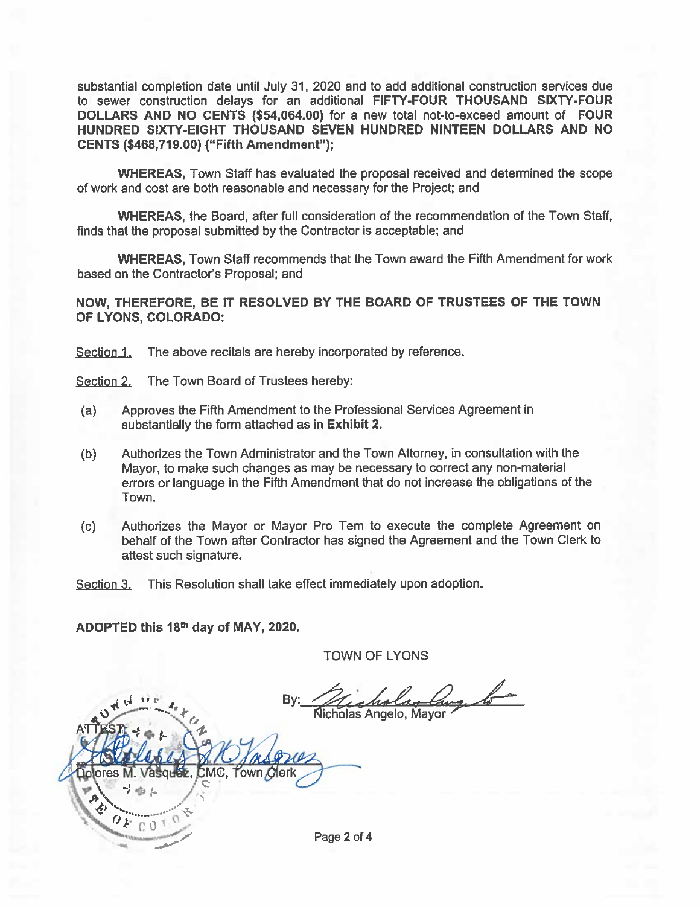substantial completion date until July 31, 2020 and to add additional construction services due to sewer construction delays for an additional **FIFTY-FOUR THOUSAND SIXTY-FOUR DOLLARS AND NO CENTS ($54,064.00)** for a new total not-to-exceed amount of **FOUR HUNDRED SIXTY-EIGHT THOUSAND SEVEN HUNDRED NINTEEN DOLLARS AND NO CENTS ($468,719.00) ("Fifth Amendment");**

**WHEREAS,** Town Staff has evaluated the proposal received and determined the scope of work and cost are both reasonable and necessary for the Project; and

**WHEREAS,** the Board, after full consideration of the recommendation of the Town Staff, finds that the proposal submitted by the Contractor is acceptable; and

**WHEREAS,** Town Staff recommends that the Town award the Fifth Amendment for work based on the Contractor's Proposal; and

**NOW, THEREFORE, BE IT RESOLVED BY THE BOARD OF TRUSTEES OF THE TOWN OF LYONS, COLORADO:**

Section 1. The above recitals are hereby incorporated by reference.

Section 2. The Town Board of Trustees hereby:

(a) Approves the Fifth Amendment to the Professional Services Agreement in substantially the form attached as in **Exhibit 2**.

(b) Authorizes the Town Administrator and the Town Attorney, in consultation with the Mayor, to make such changes as may be necessary to correct any non-material errors or language in the Fifth Amendment that do not increase the obligations of the Town.

(c) Authorizes the Mayor or Mayor Pro Tem to execute the complete Agreement on behalf of the Town after Contractor has signed the Agreement and the Town Clerk to attest such signature.

Section 3. This Resolution shall take effect immediately upon adoption.

**ADOPTED this 18th day of MAY, 2020.**

TOWN OF LYONS

By: ______________________
Nicholas Angelo, Mayor

ATTEST:

______________________
Dolores M. Vasquez, CMC, Town Clerk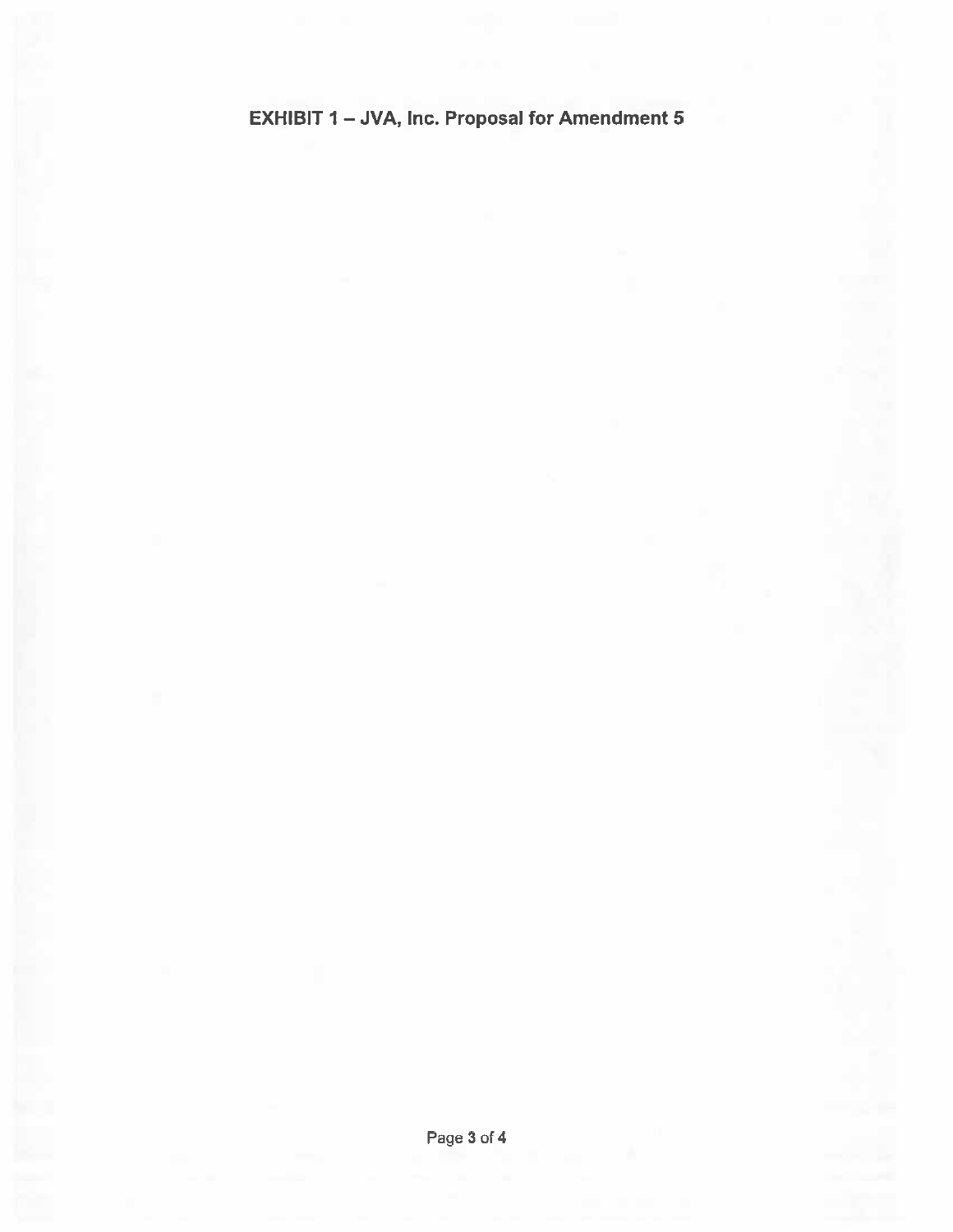# EXHIBIT 1 – JVA, Inc. Proposal for Amendment 5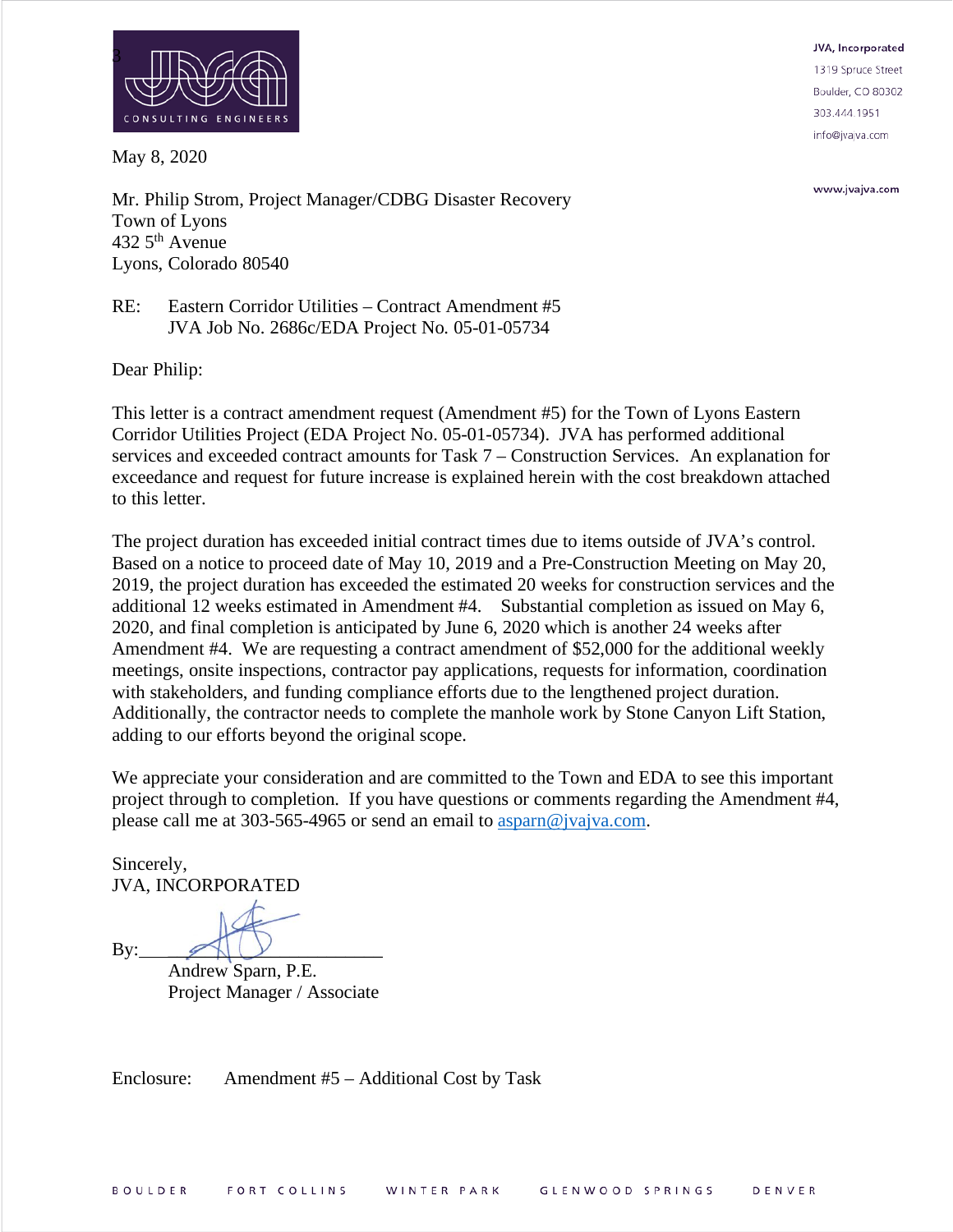JVA, Incorporated
1319 Spruce Street
Boulder, CO 80302
303.444.1951
info@jvajva.com

www.jvajva.com

May 8, 2020

Mr. Philip Strom, Project Manager/CDBG Disaster Recovery
Town of Lyons
432 5th Avenue
Lyons, Colorado 80540

RE: Eastern Corridor Utilities – Contract Amendment #5
JVA Job No. 2686c/EDA Project No. 05-01-05734

Dear Philip:

This letter is a contract amendment request (Amendment #5) for the Town of Lyons Eastern Corridor Utilities Project (EDA Project No. 05-01-05734). JVA has performed additional services and exceeded contract amounts for Task 7 – Construction Services. An explanation for exceedance and request for future increase is explained herein with the cost breakdown attached to this letter.

The project duration has exceeded initial contract times due to items outside of JVA's control. Based on a notice to proceed date of May 10, 2019 and a Pre-Construction Meeting on May 20, 2019, the project duration has exceeded the estimated 20 weeks for construction services and the additional 12 weeks estimated in Amendment #4. Substantial completion as issued on May 6, 2020, and final completion is anticipated by June 6, 2020 which is another 24 weeks after Amendment #4. We are requesting a contract amendment of $52,000 for the additional weekly meetings, onsite inspections, contractor pay applications, requests for information, coordination with stakeholders, and funding compliance efforts due to the lengthened project duration. Additionally, the contractor needs to complete the manhole work by Stone Canyon Lift Station, adding to our efforts beyond the original scope.

We appreciate your consideration and are committed to the Town and EDA to see this important project through to completion. If you have questions or comments regarding the Amendment #4, please call me at 303-565-4965 or send an email to asparn@jvajva.com.

Sincerely,
JVA, INCORPORATED

By:______________________

Andrew Sparn, P.E.
Project Manager / Associate

Enclosure: Amendment #5 – Additional Cost by Task

BOULDER FORT COLLINS WINTER PARK GLENWOOD SPRINGS DENVER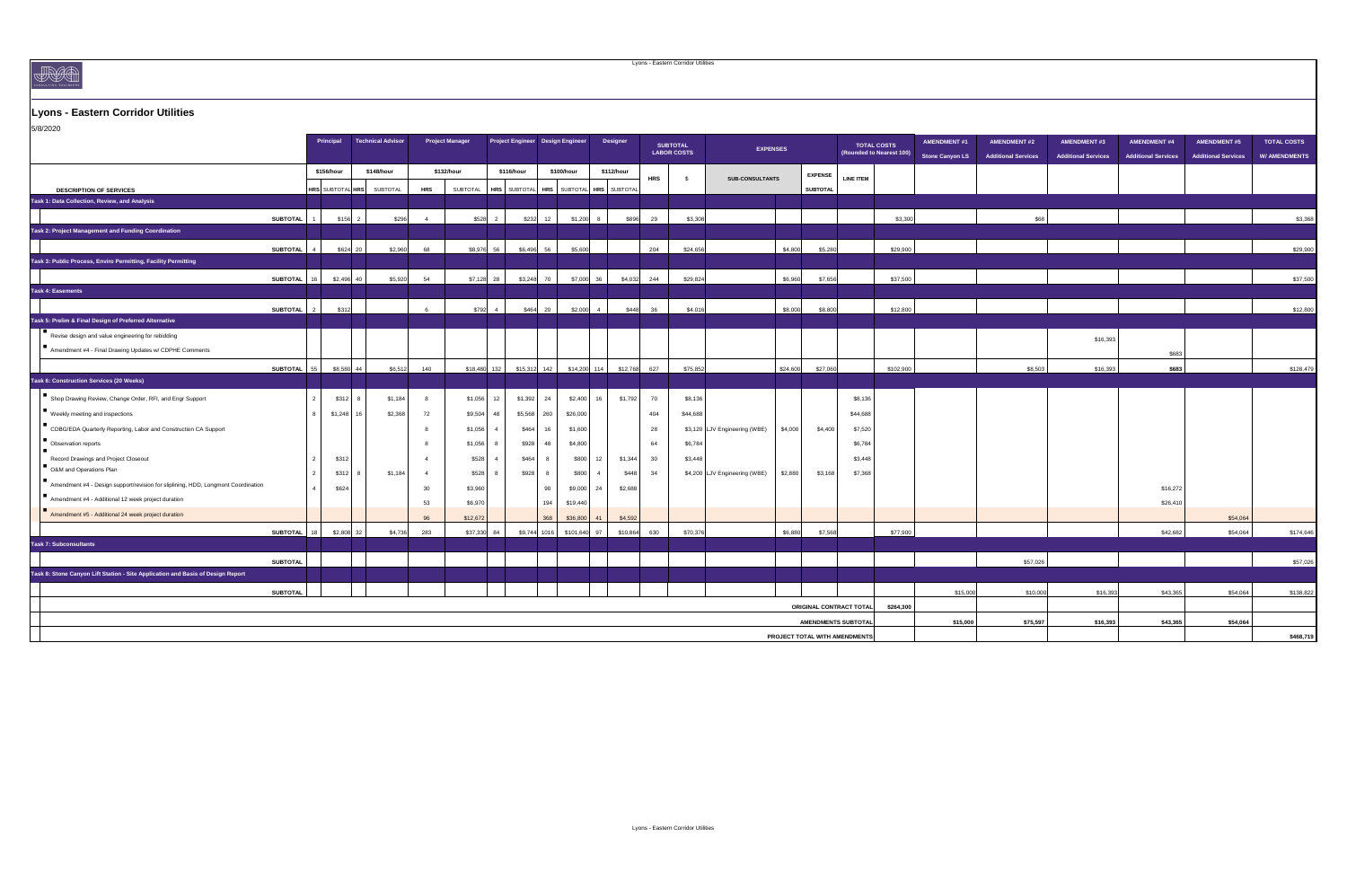# Lyons - Eastern Corridor Utilities

5/8/2020

| DESCRIPTION OF SERVICES | Principal | | Technical Advisor | | Project Manager | | Project Engineer | | Design Engineer | | Designer | | SUBTOTAL LABOR COSTS | | EXPENSES | | | | TOTAL COSTS (Rounded to Nearest 100) | AMENDMENT #1 Stone Canyon LS | AMENDMENT #2 Additional Services | AMENDMENT #3 Additional Services | AMENDMENT #4 Additional Services | AMENDMENT #5 Additional Services | TOTAL COSTS W/ AMENDMENTS |
|---|---|---|---|---|---|---|---|---|---|---|---|---|---|---|---|---|---|---|---|---|---|---|---|---|---|
| | $156/hour | | $148/hour | | $132/hour | | $116/hour | | $100/hour | | $112/hour | | | | | | | | | | | | | | |
| | HRS | SUBTOTAL | HRS | SUBTOTAL | HRS | SUBTOTAL | HRS | SUBTOTAL | HRS | SUBTOTAL | HRS | SUBTOTAL | HRS | $ | SUB-CONSULTANTS | | EXPENSE SUBTOTAL | LINE ITEM | | | | | | | |
| **Task 1: Data Collection, Review, and Analysis** | | | | | | | | | | | | | | | | | | | | | | | | | |
| SUBTOTAL | 1 | $156 | 2 | $296 | 4 | $528 | 2 | $232 | 12 | $1,200 | 8 | $896 | 29 | $3,308 | | | | | $3,300 | | $68 | | | | $3,368 |
| **Task 2: Project Management and Funding Coordination** | | | | | | | | | | | | | | | | | | | | | | | | | |
| SUBTOTAL | 4 | $624 | 20 | $2,960 | 68 | $8,976 | 56 | $6,496 | 56 | $5,600 | | | 204 | $24,656 | | $4,800 | $5,280 | | $29,900 | | | | | | $29,900 |
| **Task 3: Public Process, Enviro Permitting, Facility Permitting** | | | | | | | | | | | | | | | | | | | | | | | | | |
| SUBTOTAL | 16 | $2,496 | 40 | $5,920 | 54 | $7,128 | 28 | $3,248 | 70 | $7,000 | 36 | $4,032 | 244 | $29,824 | | $6,960 | $7,656 | | $37,500 | | | | | | $37,500 |
| **Task 4: Easements** | | | | | | | | | | | | | | | | | | | | | | | | | |
| SUBTOTAL | 2 | $312 | | | 6 | $792 | 4 | $464 | 20 | $2,000 | 4 | $448 | 36 | $4,016 | | $8,000 | $8,800 | | $12,800 | | | | | | $12,800 |
| **Task 5: Prelim & Final Design of Preferred Alternative** | | | | | | | | | | | | | | | | | | | | | | | | | |
| ▪ Revise design and value engineering for rebidding | | | | | | | | | | | | | | | | | | | | | | $16,393 | | | |
| ▪ Amendment #4 - Final Drawing Updates w/ CDPHE Comments | | | | | | | | | | | | | | | | | | | | | | | $683 | | |
| SUBTOTAL | 55 | $8,580 | 44 | $6,512 | 140 | $18,480 | 132 | $15,312 | 142 | $14,200 | 114 | $12,768 | 627 | $75,852 | | $24,600 | $27,060 | | $102,900 | | $8,503 | $16,393 | $683 | | $128,479 |
| **Task 6: Construction Services (20 Weeks)** | | | | | | | | | | | | | | | | | | | | | | | | | |
| ▪ Shop Drawing Review, Change Order, RFI, and Engr Support | 2 | $312 | 8 | $1,184 | 8 | $1,056 | 12 | $1,392 | 24 | $2,400 | 16 | $1,792 | 70 | $8,136 | | | | $8,136 | | | | | | | |
| ▪ Weekly meeting and inspections | 8 | $1,248 | 16 | $2,368 | 72 | $9,504 | 48 | $5,568 | 260 | $26,000 | | | 404 | $44,688 | | | | $44,688 | | | | | | | |
| ▪ CDBG/EDA Quarterly Reporting, Labor and Construction CA Support | | | | | 8 | $1,056 | 4 | $464 | 16 | $1,600 | | | 28 | $3,120 | LJV Engineering (WBE) | $4,000 | $4,400 | $7,520 | | | | | | | |
| ▪ Observation reports | | | | | 8 | $1,056 | 8 | $928 | 48 | $4,800 | | | 64 | $6,784 | | | | $6,784 | | | | | | | |
| ▪ Record Drawings and Project Closeout | 2 | $312 | | | 4 | $528 | 4 | $464 | 8 | $800 | 12 | $1,344 | 30 | $3,448 | | | | $3,448 | | | | | | | |
| ▪ O&M and Operations Plan | 2 | $312 | 8 | $1,184 | 4 | $528 | 8 | $928 | 8 | $800 | 4 | $448 | 34 | $4,200 | LJV Engineering (WBE) | $2,880 | $3,168 | $7,368 | | | | | | | |
| ▪ Amendment #4 - Design support/revision for sliplining, HDD, Longmont Coordination | 4 | $624 | | | 30 | $3,960 | | | 90 | $9,000 | 24 | $2,688 | | | | | | | | | | | $16,272 | | |
| ▪ Amendment #4 - Additional 12 week project duration | | | | | 53 | $6,970 | | | 194 | $19,440 | | | | | | | | | | | | | $26,410 | | |
| ▪ Amendment #5 - Additional 24 week project duration | | | | | 96 | $12,672 | | | 368 | $36,800 | 41 | $4,592 | | | | | | | | | | | | $54,064 | |
| SUBTOTAL | 18 | $2,808 | 32 | $4,736 | 283 | $37,330 | 84 | $9,744 | 1016 | $101,640 | 97 | $10,864 | 630 | $70,376 | | $6,880 | $7,568 | | $77,900 | | | | $42,682 | $54,064 | $174,646 |
| **Task 7: Subconsultants** | | | | | | | | | | | | | | | | | | | | | | | | | |
| SUBTOTAL | | | | | | | | | | | | | | | | | | | | | $57,026 | | | | $57,026 |
| **Task 8: Stone Canyon Lift Station - Site Application and Basis of Design Report** | | | | | | | | | | | | | | | | | | | | | | | | | |
| SUBTOTAL | | | | | | | | | | | | | | | | | | | | $15,000 | $10,000 | $16,393 | $43,365 | $54,064 | $138,822 |
| | | | | | | | | | | | | | | | | | | ORIGINAL CONTRACT TOTAL | $264,300 | | | | | | |
| | | | | | | | | | | | | | | | | | | AMENDMENTS SUBTOTAL | | $15,000 | $75,597 | $16,393 | $43,365 | $54,064 | |
| | | | | | | | | | | | | | | | | | | PROJECT TOTAL WITH AMENDMENTS | | | | | | | $468,719 |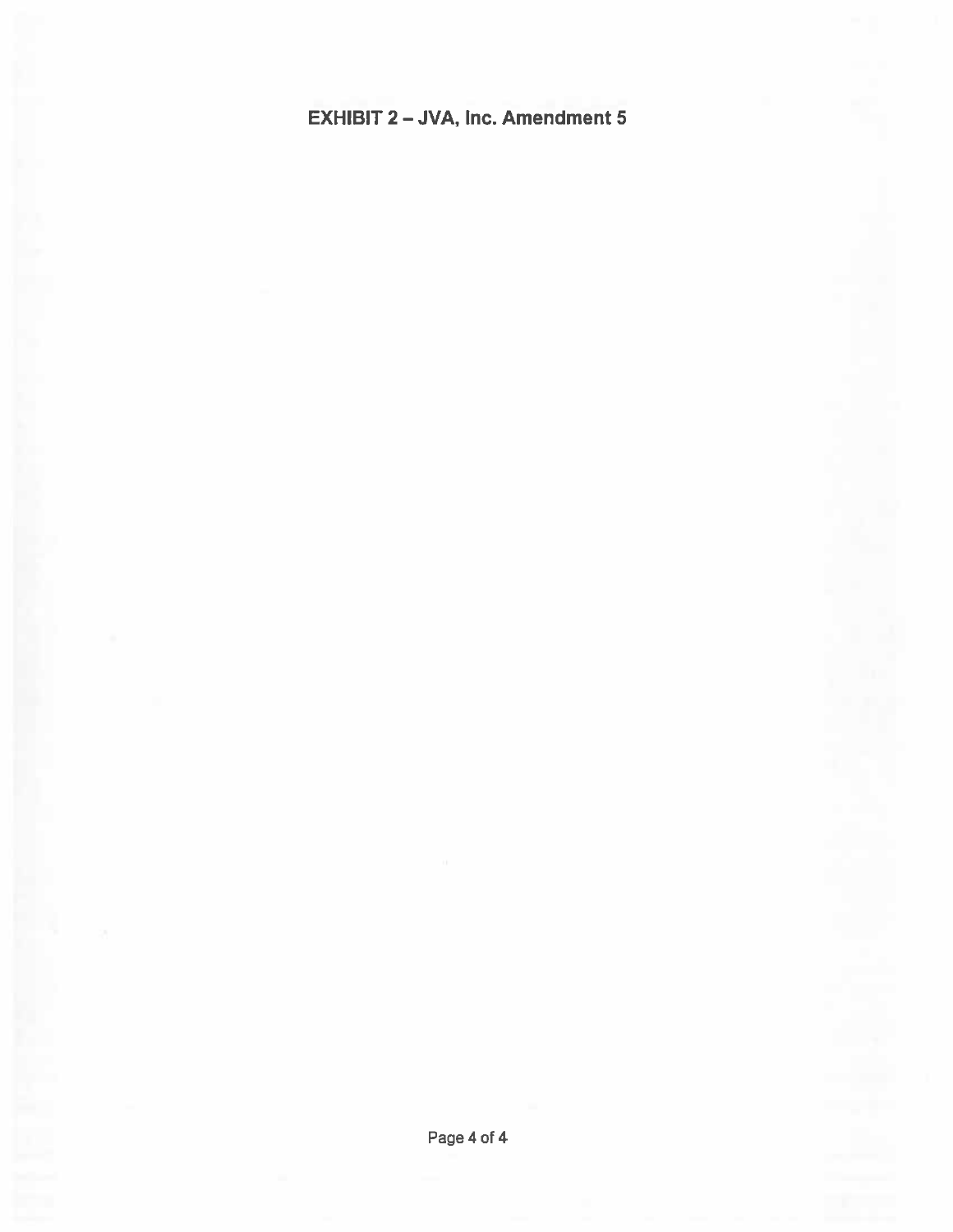## EXHIBIT 2 – JVA, Inc. Amendment 5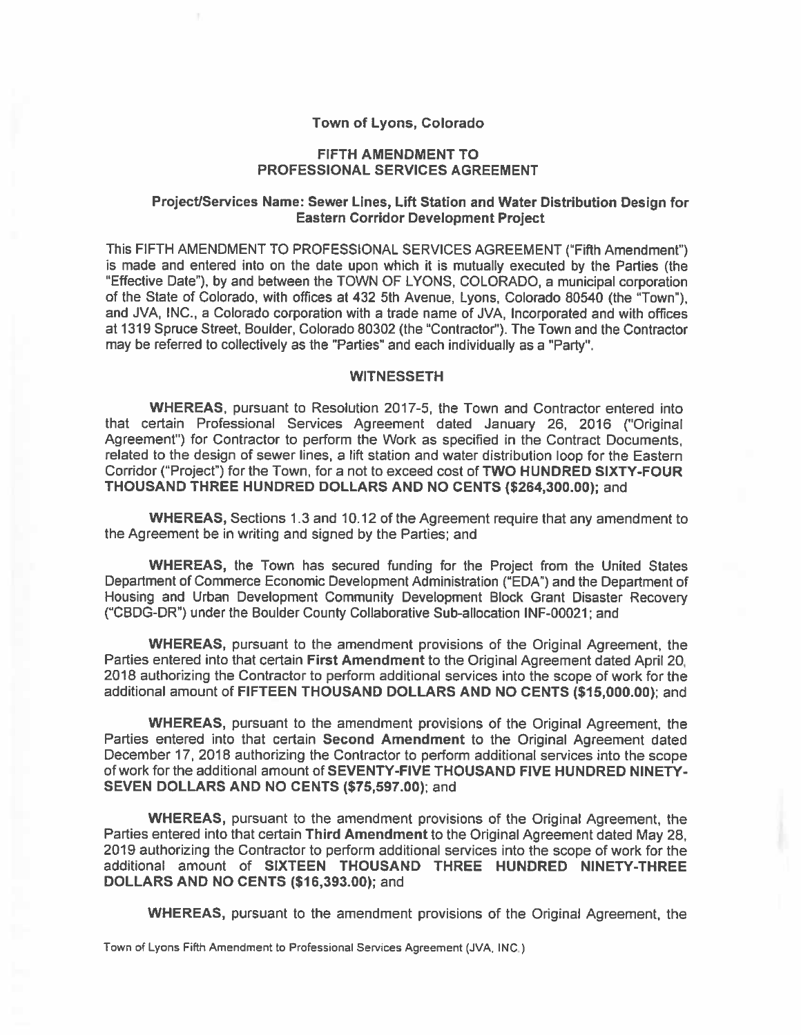**Town of Lyons, Colorado**

**FIFTH AMENDMENT TO PROFESSIONAL SERVICES AGREEMENT**

**Project/Services Name: Sewer Lines, Lift Station and Water Distribution Design for Eastern Corridor Development Project**

This FIFTH AMENDMENT TO PROFESSIONAL SERVICES AGREEMENT ("Fifth Amendment") is made and entered into on the date upon which it is mutually executed by the Parties (the "Effective Date"), by and between the TOWN OF LYONS, COLORADO, a municipal corporation of the State of Colorado, with offices at 432 5th Avenue, Lyons, Colorado 80540 (the "Town"), and JVA, INC., a Colorado corporation with a trade name of JVA, Incorporated and with offices at 1319 Spruce Street, Boulder, Colorado 80302 (the "Contractor"). The Town and the Contractor may be referred to collectively as the "Parties" and each individually as a "Party".

**WITNESSETH**

**WHEREAS**, pursuant to Resolution 2017-5, the Town and Contractor entered into that certain Professional Services Agreement dated January 26, 2016 ("Original Agreement") for Contractor to perform the Work as specified in the Contract Documents, related to the design of sewer lines, a lift station and water distribution loop for the Eastern Corridor ("Project") for the Town, for a not to exceed cost of **TWO HUNDRED SIXTY-FOUR THOUSAND THREE HUNDRED DOLLARS AND NO CENTS ($264,300.00)**; and

**WHEREAS,** Sections 1.3 and 10.12 of the Agreement require that any amendment to the Agreement be in writing and signed by the Parties; and

**WHEREAS,** the Town has secured funding for the Project from the United States Department of Commerce Economic Development Administration ("EDA") and the Department of Housing and Urban Development Community Development Block Grant Disaster Recovery ("CBDG-DR") under the Boulder County Collaborative Sub-allocation INF-00021; and

**WHEREAS,** pursuant to the amendment provisions of the Original Agreement, the Parties entered into that certain **First Amendment** to the Original Agreement dated April 20, 2018 authorizing the Contractor to perform additional services into the scope of work for the additional amount of **FIFTEEN THOUSAND DOLLARS AND NO CENTS ($15,000.00)**; and

**WHEREAS,** pursuant to the amendment provisions of the Original Agreement, the Parties entered into that certain **Second Amendment** to the Original Agreement dated December 17, 2018 authorizing the Contractor to perform additional services into the scope of work for the additional amount of **SEVENTY-FIVE THOUSAND FIVE HUNDRED NINETY-SEVEN DOLLARS AND NO CENTS ($75,597.00)**; and

**WHEREAS,** pursuant to the amendment provisions of the Original Agreement, the Parties entered into that certain **Third Amendment** to the Original Agreement dated May 28, 2019 authorizing the Contractor to perform additional services into the scope of work for the additional amount of **SIXTEEN THOUSAND THREE HUNDRED NINETY-THREE DOLLARS AND NO CENTS ($16,393.00)**; and

**WHEREAS,** pursuant to the amendment provisions of the Original Agreement, the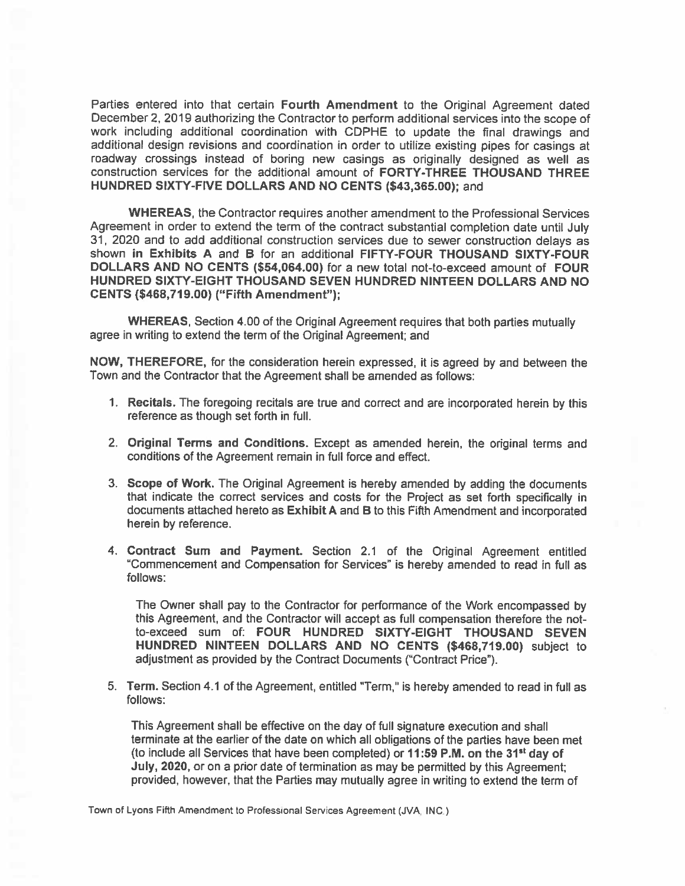Parties entered into that certain **Fourth Amendment** to the Original Agreement dated December 2, 2019 authorizing the Contractor to perform additional services into the scope of work including additional coordination with CDPHE to update the final drawings and additional design revisions and coordination in order to utilize existing pipes for casings at roadway crossings instead of boring new casings as originally designed as well as construction services for the additional amount of **FORTY-THREE THOUSAND THREE HUNDRED SIXTY-FIVE DOLLARS AND NO CENTS ($43,365.00)**; and

**WHEREAS**, the Contractor requires another amendment to the Professional Services Agreement in order to extend the term of the contract substantial completion date until July 31, 2020 and to add additional construction services due to sewer construction delays as shown **in Exhibits A** and **B** for an additional **FIFTY-FOUR THOUSAND SIXTY-FOUR DOLLARS AND NO CENTS ($54,064.00)** for a new total not-to-exceed amount of **FOUR HUNDRED SIXTY-EIGHT THOUSAND SEVEN HUNDRED NINTEEN DOLLARS AND NO CENTS ($468,719.00) ("Fifth Amendment")**;

**WHEREAS**, Section 4.00 of the Original Agreement requires that both parties mutually agree in writing to extend the term of the Original Agreement; and

**NOW, THEREFORE,** for the consideration herein expressed, it is agreed by and between the Town and the Contractor that the Agreement shall be amended as follows:

1. **Recitals.** The foregoing recitals are true and correct and are incorporated herein by this reference as though set forth in full.

2. **Original Terms and Conditions.** Except as amended herein, the original terms and conditions of the Agreement remain in full force and effect.

3. **Scope of Work.** The Original Agreement is hereby amended by adding the documents that indicate the correct services and costs for the Project as set forth specifically in documents attached hereto as **Exhibit A** and **B** to this Fifth Amendment and incorporated herein by reference.

4. **Contract Sum and Payment.** Section 2.1 of the Original Agreement entitled "Commencement and Compensation for Services" is hereby amended to read in full as follows:

   The Owner shall pay to the Contractor for performance of the Work encompassed by this Agreement, and the Contractor will accept as full compensation therefore the not-to-exceed sum of: **FOUR HUNDRED SIXTY-EIGHT THOUSAND SEVEN HUNDRED NINTEEN DOLLARS AND NO CENTS ($468,719.00)** subject to adjustment as provided by the Contract Documents ("Contract Price").

5. **Term.** Section 4.1 of the Agreement, entitled "Term," is hereby amended to read in full as follows:

   This Agreement shall be effective on the day of full signature execution and shall terminate at the earlier of the date on which all obligations of the parties have been met (to include all Services that have been completed) or **11:59 P.M. on the 31st day of July, 2020**, or on a prior date of termination as may be permitted by this Agreement; provided, however, that the Parties may mutually agree in writing to extend the term of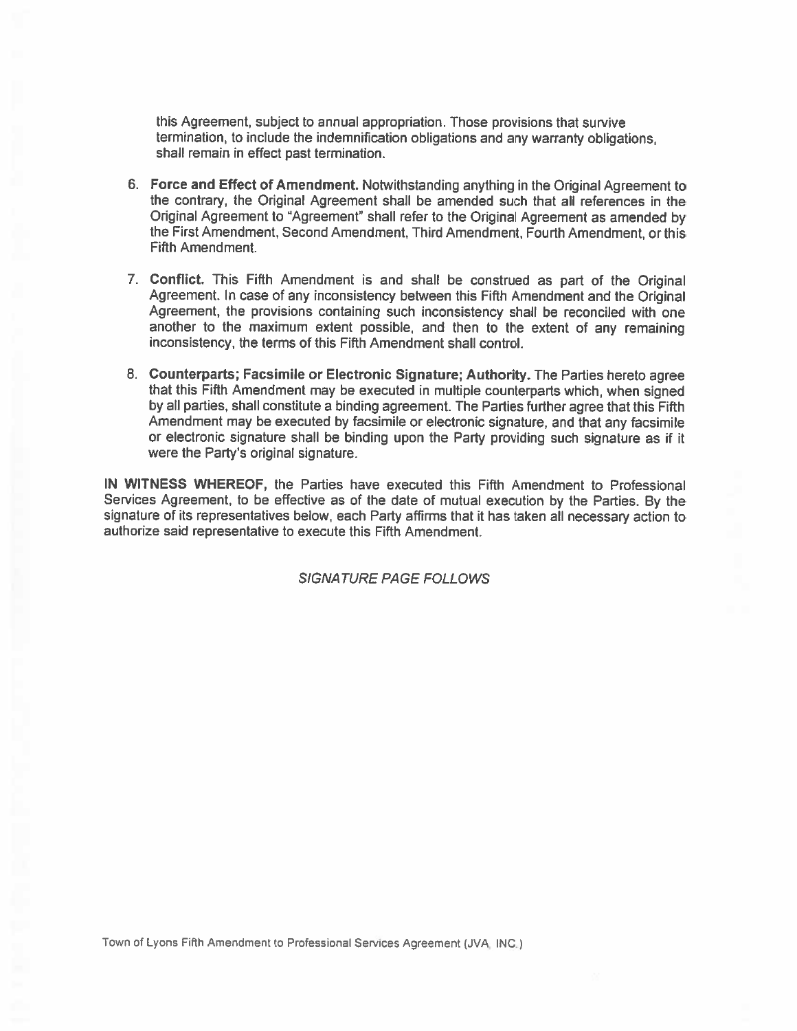this Agreement, subject to annual appropriation. Those provisions that survive termination, to include the indemnification obligations and any warranty obligations, shall remain in effect past termination.

6. **Force and Effect of Amendment.** Notwithstanding anything in the Original Agreement to the contrary, the Original Agreement shall be amended such that all references in the Original Agreement to "Agreement" shall refer to the Original Agreement as amended by the First Amendment, Second Amendment, Third Amendment, Fourth Amendment, or this Fifth Amendment.

7. **Conflict.** This Fifth Amendment is and shall be construed as part of the Original Agreement. In case of any inconsistency between this Fifth Amendment and the Original Agreement, the provisions containing such inconsistency shall be reconciled with one another to the maximum extent possible, and then to the extent of any remaining inconsistency, the terms of this Fifth Amendment shall control.

8. **Counterparts; Facsimile or Electronic Signature; Authority.** The Parties hereto agree that this Fifth Amendment may be executed in multiple counterparts which, when signed by all parties, shall constitute a binding agreement. The Parties further agree that this Fifth Amendment may be executed by facsimile or electronic signature, and that any facsimile or electronic signature shall be binding upon the Party providing such signature as if it were the Party's original signature.

**IN WITNESS WHEREOF,** the Parties have executed this Fifth Amendment to Professional Services Agreement, to be effective as of the date of mutual execution by the Parties. By the signature of its representatives below, each Party affirms that it has taken all necessary action to authorize said representative to execute this Fifth Amendment.

*SIGNATURE PAGE FOLLOWS*

Town of Lyons Fifth Amendment to Professional Services Agreement (JVA, INC.)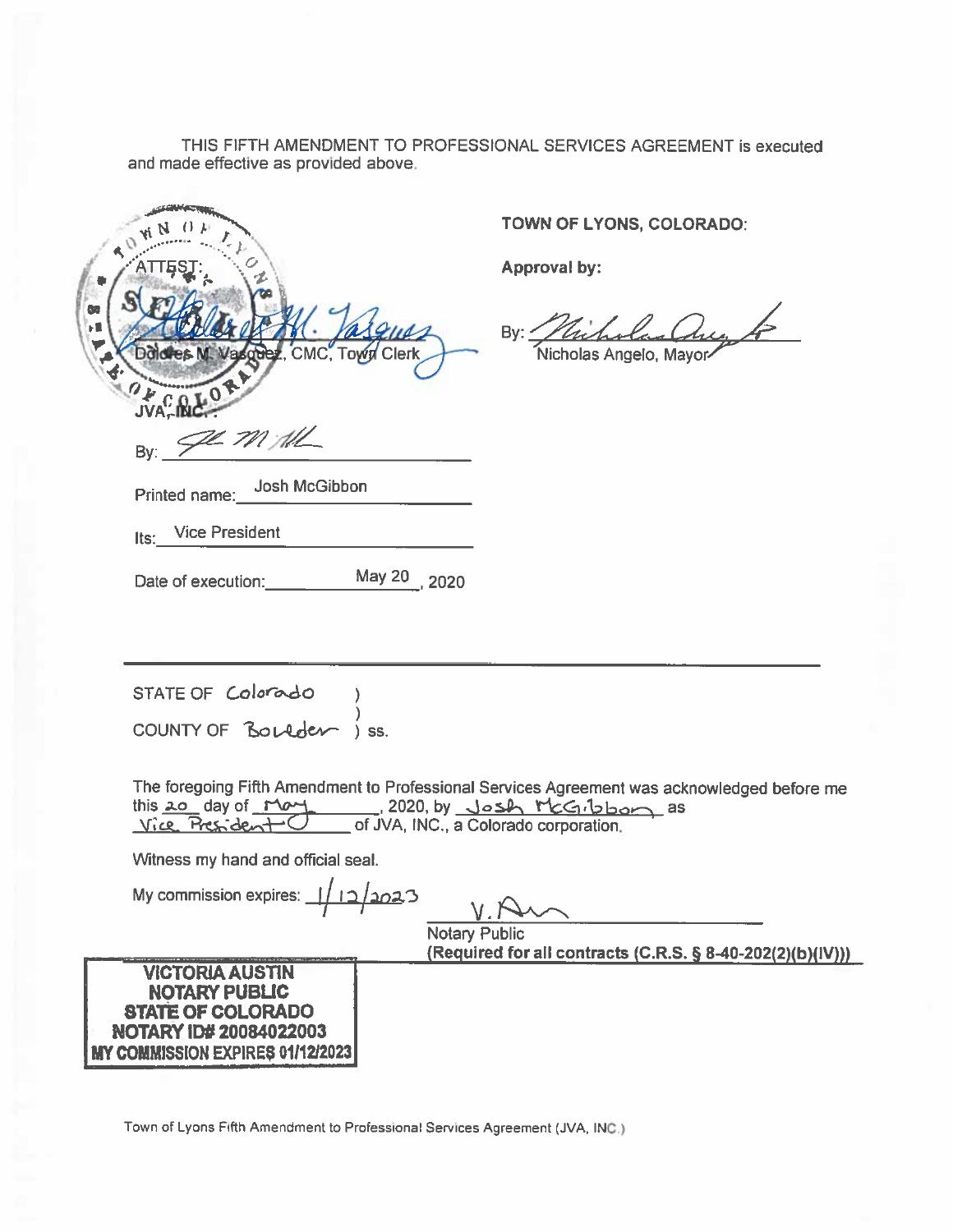THIS FIFTH AMENDMENT TO PROFESSIONAL SERVICES AGREEMENT is executed and made effective as provided above.

ATTEST:

Dolores M. Vasquez, CMC, Town Clerk

**TOWN OF LYONS, COLORADO:**

**Approval by:**

By: ______________________
Nicholas Angelo, Mayor

JVA, INC.:

By: ______________________

Printed name: Josh McGibbon

Its: Vice President

Date of execution: May 20, 2020

---

STATE OF Colorado )
)
COUNTY OF Boulder ) ss.

The foregoing Fifth Amendment to Professional Services Agreement was acknowledged before me this 20 day of May, 2020, by Josh McGibbon as Vice President of JVA, INC., a Colorado corporation.

Witness my hand and official seal.

My commission expires: 1/12/2023

______________________
Notary Public
**(Required for all contracts (C.R.S. § 8-40-202(2)(b)(IV)))**

**VICTORIA AUSTIN**
**NOTARY PUBLIC**
**STATE OF COLORADO**
**NOTARY ID# 20084022003**
**MY COMMISSION EXPIRES 01/12/2023**

Town of Lyons Fifth Amendment to Professional Services Agreement (JVA, INC.)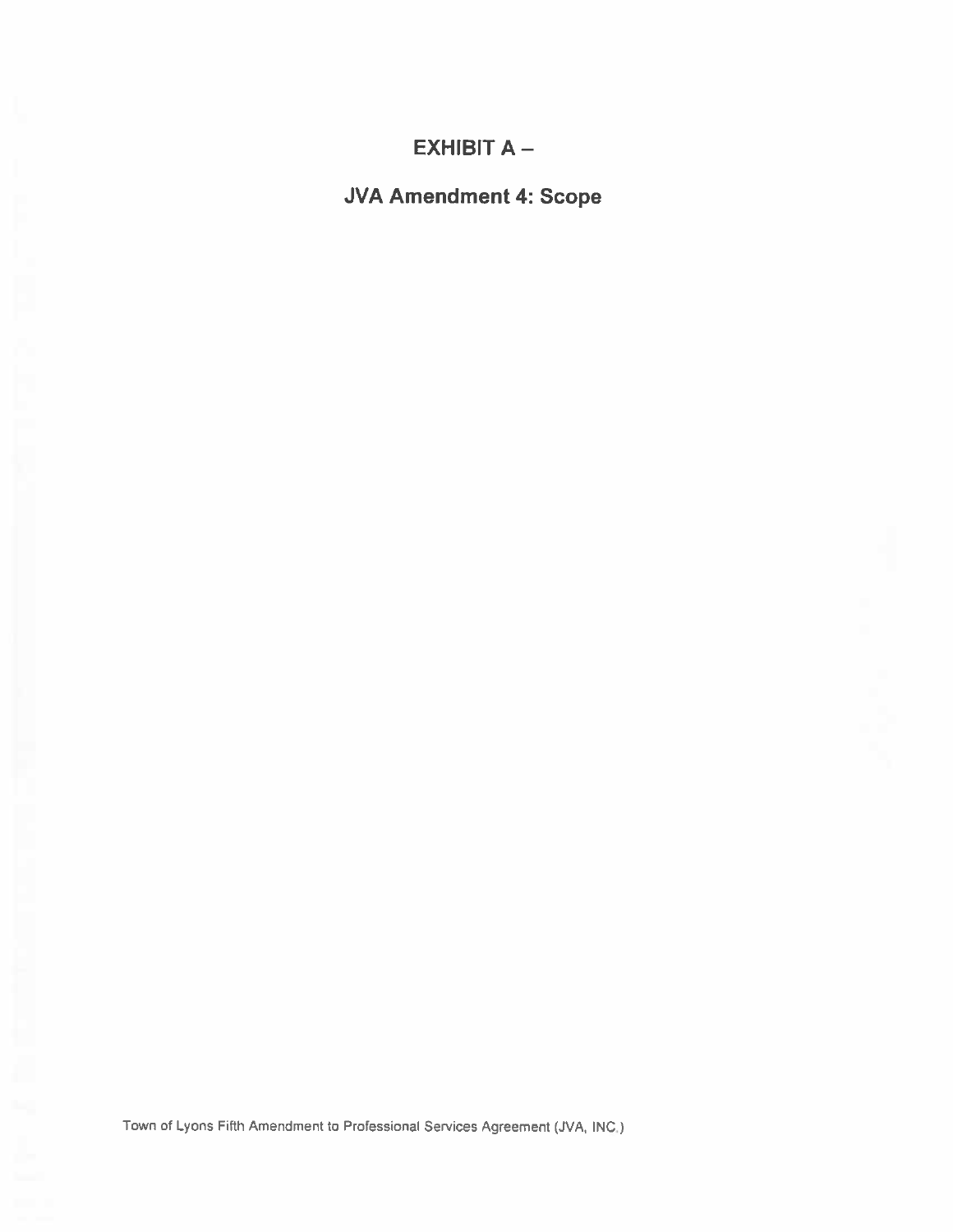# EXHIBIT A –

## JVA Amendment 4: Scope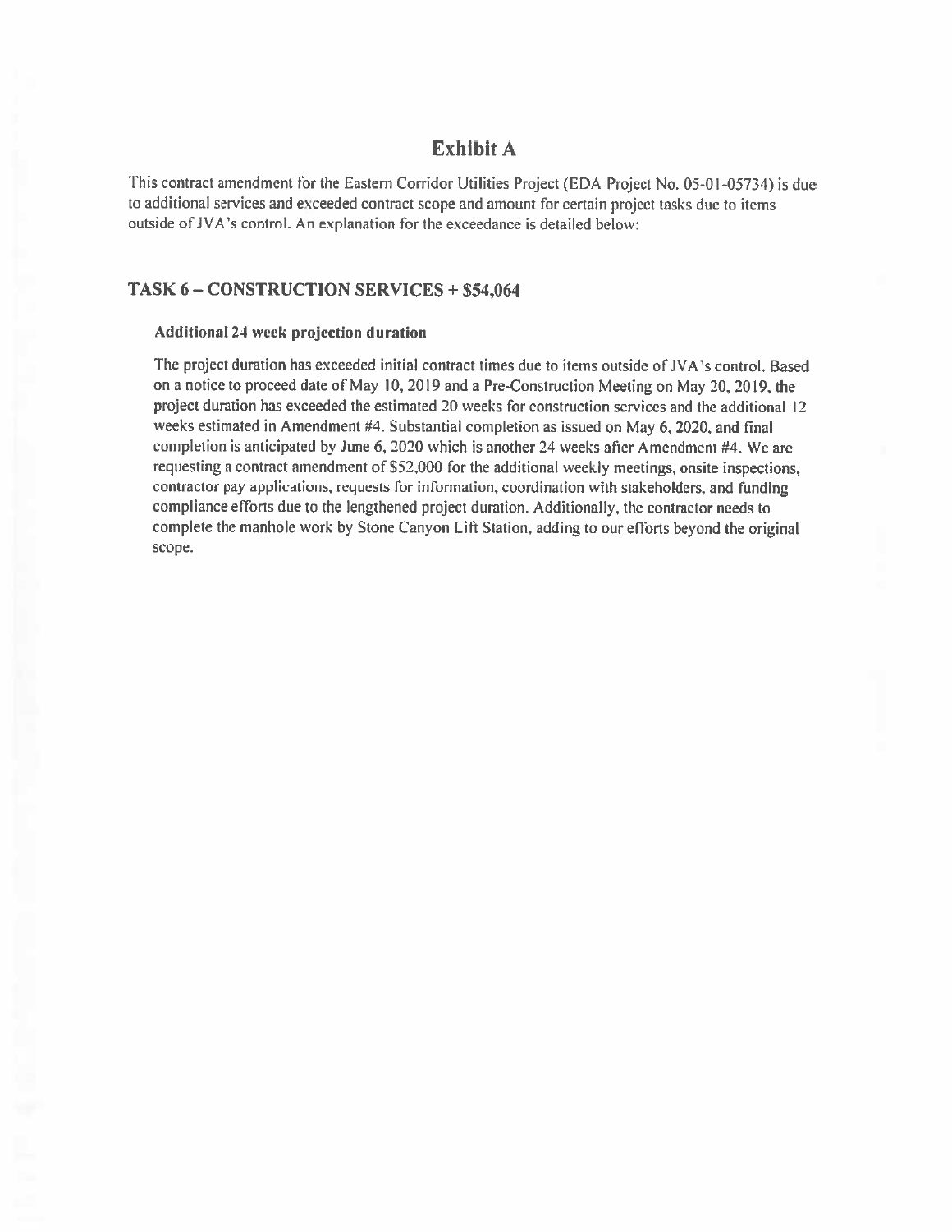# Exhibit A

This contract amendment for the Eastern Corridor Utilities Project (EDA Project No. 05-01-05734) is due to additional services and exceeded contract scope and amount for certain project tasks due to items outside of JVA's control. An explanation for the exceedance is detailed below:

## TASK 6 – CONSTRUCTION SERVICES + $54,064

### Additional 24 week projection duration

The project duration has exceeded initial contract times due to items outside of JVA's control. Based on a notice to proceed date of May 10, 2019 and a Pre-Construction Meeting on May 20, 2019, the project duration has exceeded the estimated 20 weeks for construction services and the additional 12 weeks estimated in Amendment #4. Substantial completion as issued on May 6, 2020, and final completion is anticipated by June 6, 2020 which is another 24 weeks after Amendment #4. We are requesting a contract amendment of $52,000 for the additional weekly meetings, onsite inspections, contractor pay applications, requests for information, coordination with stakeholders, and funding compliance efforts due to the lengthened project duration. Additionally, the contractor needs to complete the manhole work by Stone Canyon Lift Station, adding to our efforts beyond the original scope.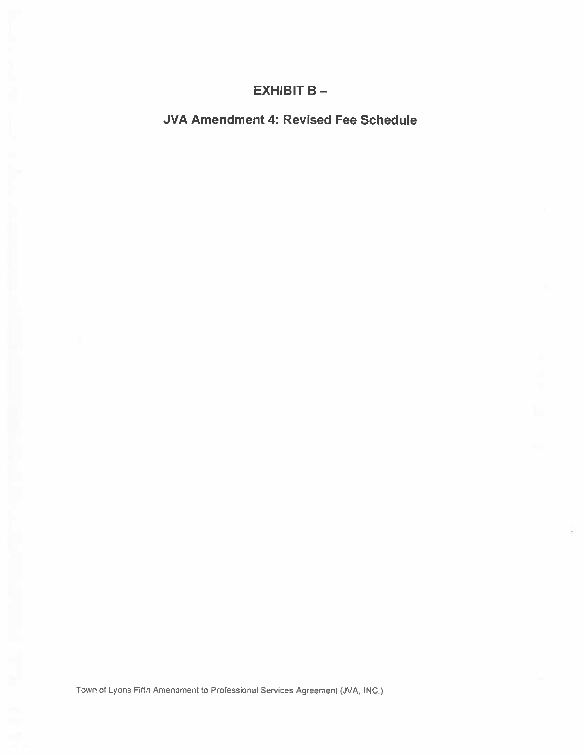# EXHIBIT B –

## JVA Amendment 4: Revised Fee Schedule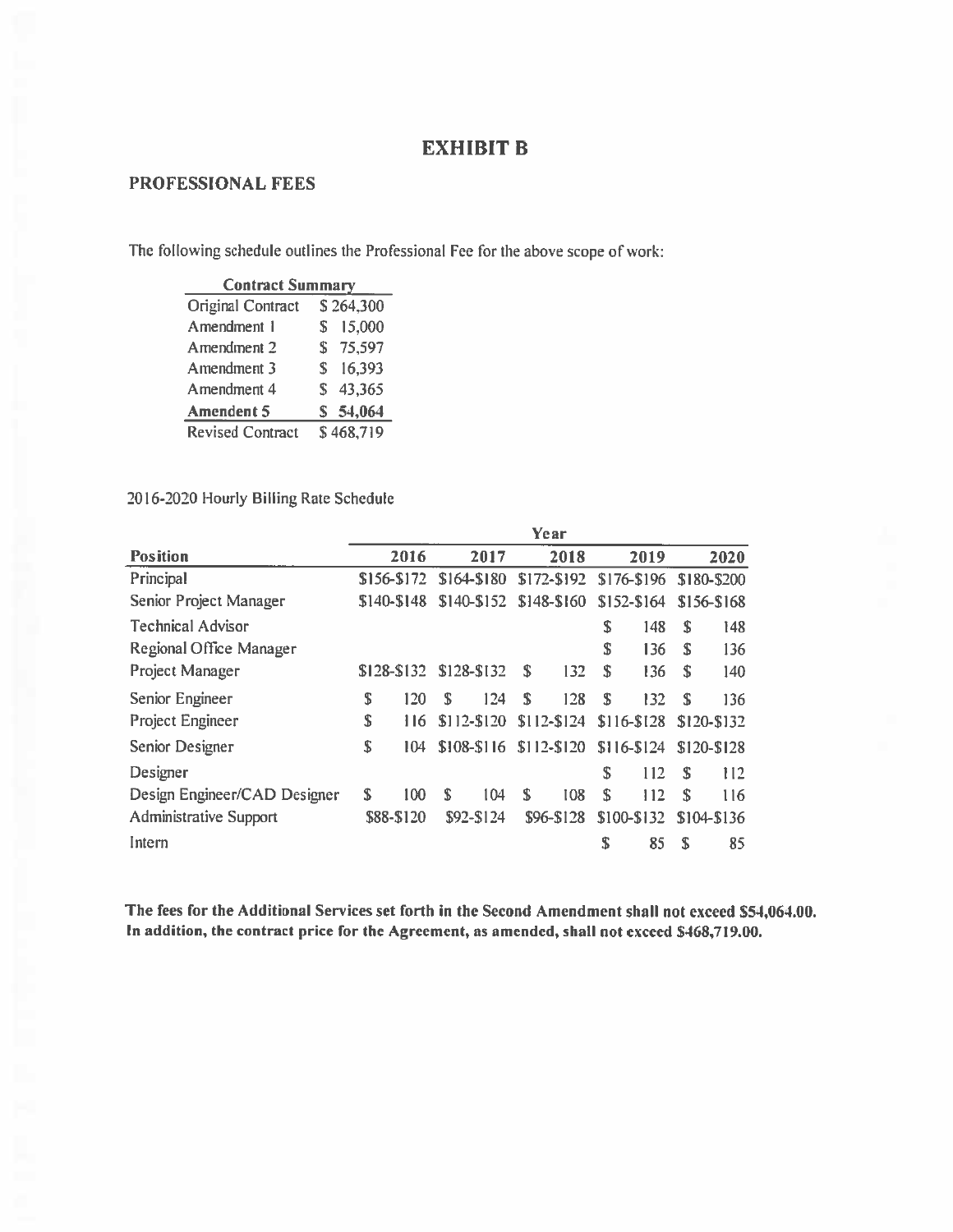# EXHIBIT B

## PROFESSIONAL FEES

The following schedule outlines the Professional Fee for the above scope of work:

| Contract Summary | |
|---|---|
| Original Contract | $ 264,300 |
| Amendment 1 | $ 15,000 |
| Amendment 2 | $ 75,597 |
| Amendment 3 | $ 16,393 |
| Amendment 4 | $ 43,365 |
| **Amendent 5** | **$ 54,064** |
| Revised Contract | $ 468,719 |

2016-2020 Hourly Billing Rate Schedule

| | Year | | | | |
|---|---|---|---|---|---|
| **Position** | **2016** | **2017** | **2018** | **2019** | **2020** |
| Principal | $156-$172 | $164-$180 | $172-$192 | $176-$196 | $180-$200 |
| Senior Project Manager | $140-$148 | $140-$152 | $148-$160 | $152-$164 | $156-$168 |
| Technical Advisor | | | | $ 148 | $ 148 |
| Regional Office Manager | | | | $ 136 | $ 136 |
| Project Manager | $128-$132 | $128-$132 | $ 132 | $ 136 | $ 140 |
| Senior Engineer | $ 120 | $ 124 | $ 128 | $ 132 | $ 136 |
| Project Engineer | $ 116 | $112-$120 | $112-$124 | $116-$128 | $120-$132 |
| Senior Designer | $ 104 | $108-$116 | $112-$120 | $116-$124 | $120-$128 |
| Designer | | | | $ 112 | $ 112 |
| Design Engineer/CAD Designer | $ 100 | $ 104 | $ 108 | $ 112 | $ 116 |
| Administrative Support | $88-$120 | $92-$124 | $96-$128 | $100-$132 | $104-$136 |
| Intern | | | | $ 85 | $ 85 |

**The fees for the Additional Services set forth in the Second Amendment shall not exceed $54,064.00. In addition, the contract price for the Agreement, as amended, shall not exceed $468,719.00.**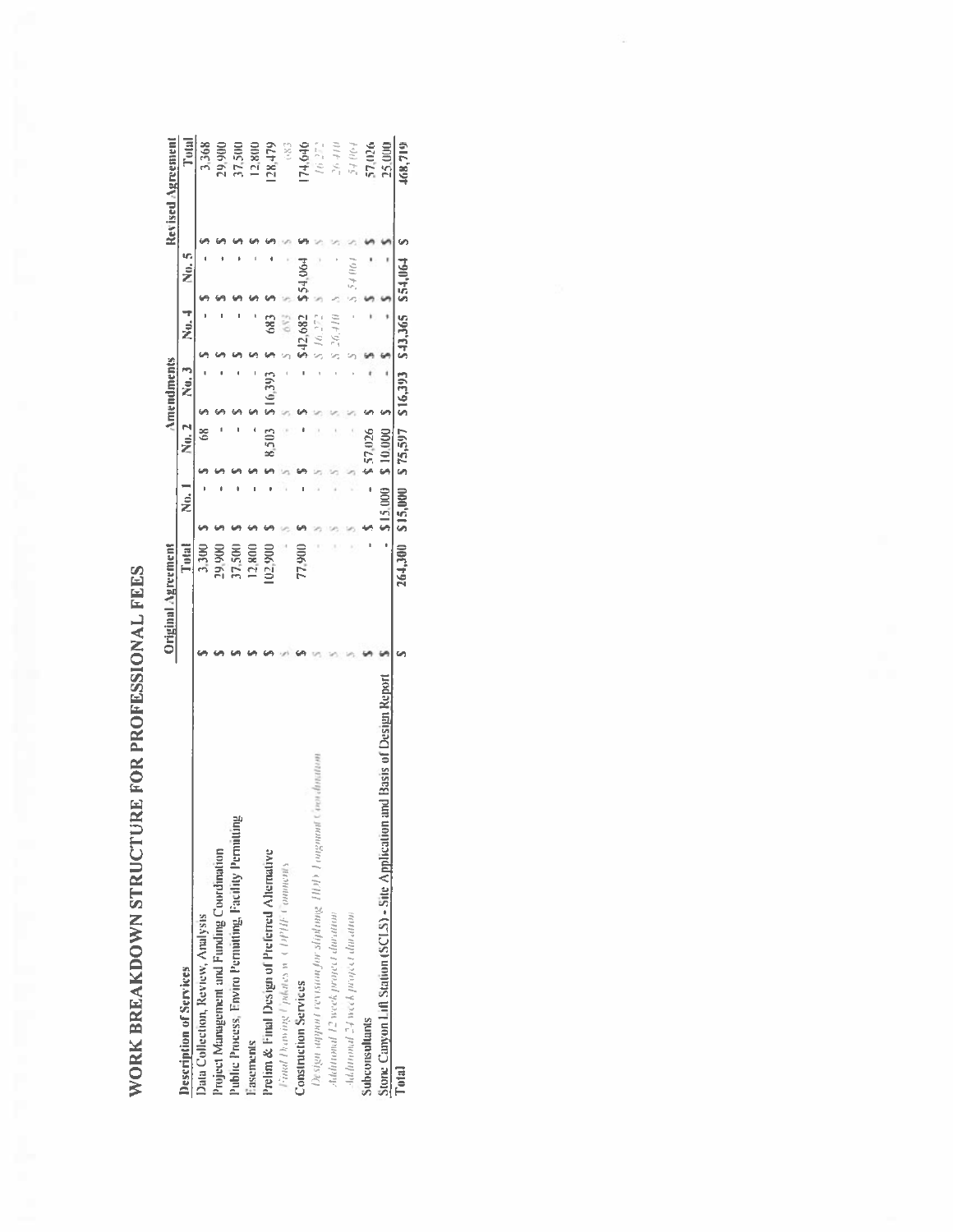# WORK BREAKDOWN STRUCTURE FOR PROFESSIONAL FEES

| Description of Services | Original Agreement | Amendments | | | | | Revised Agreement |
|---|---|---|---|---|---|---|---|
| | Total | No. 1 | No. 2 | No. 3 | No. 4 | No. 5 | Total |
| Data Collection, Review, Analysis | $ 3,300 | $ - | $ 68 | $ - | $ - | $ - | $ 3,368 |
| Project Management and Funding Coordination | $ 29,900 | $ - | $ - | $ - | $ - | $ - | $ 29,900 |
| Public Process, Enviro Permitting, Facility Permitting | $ 37,500 | $ - | $ - | $ - | $ - | $ - | $ 37,500 |
| Easements | $ 12,800 | $ - | $ - | $ - | $ - | $ - | $ 12,800 |
| Prelim & Final Design of Preferred Alternative | $ 102,900 | $ - | $ 8,503 | $ 16,393 | $ 683 | $ - | $ 128,479 |
| *Final Drawing Updates w/ CDPHE Comments* | $ - | $ - | $ - | $ - | $ 683 | $ - | $ 683 |
| Construction Services | $ 77,900 | $ - | $ - | $ - | $42,682 | $54,064 | $ 174,646 |
| *Design support revision for sliplining, HDD, Longmont Coordination* | $ - | $ - | $ - | $ - | $ 16,272 | $ - | $ 16,272 |
| *Additional 12 week project duration* | $ - | $ - | $ - | $ - | $ 26,410 | $ - | $ 26,410 |
| *Additional 24 week project duration* | $ - | $ - | $ - | $ - | $ - | $ 54,064 | $ 54,064 |
| Subconsultants | $ - | $ - | $ 57,026 | $ - | $ - | $ - | $ 57,026 |
| Stone Canyon Lift Station (SCLS) - Site Application and Basis of Design Report | $ - | $15,000 | $ 10,000 | $ - | $ - | $ - | $ 25,000 |
| Total | $ 264,300 | $15,000 | $ 75,597 | $16,393 | $43,365 | $54,064 | $ 468,719 |